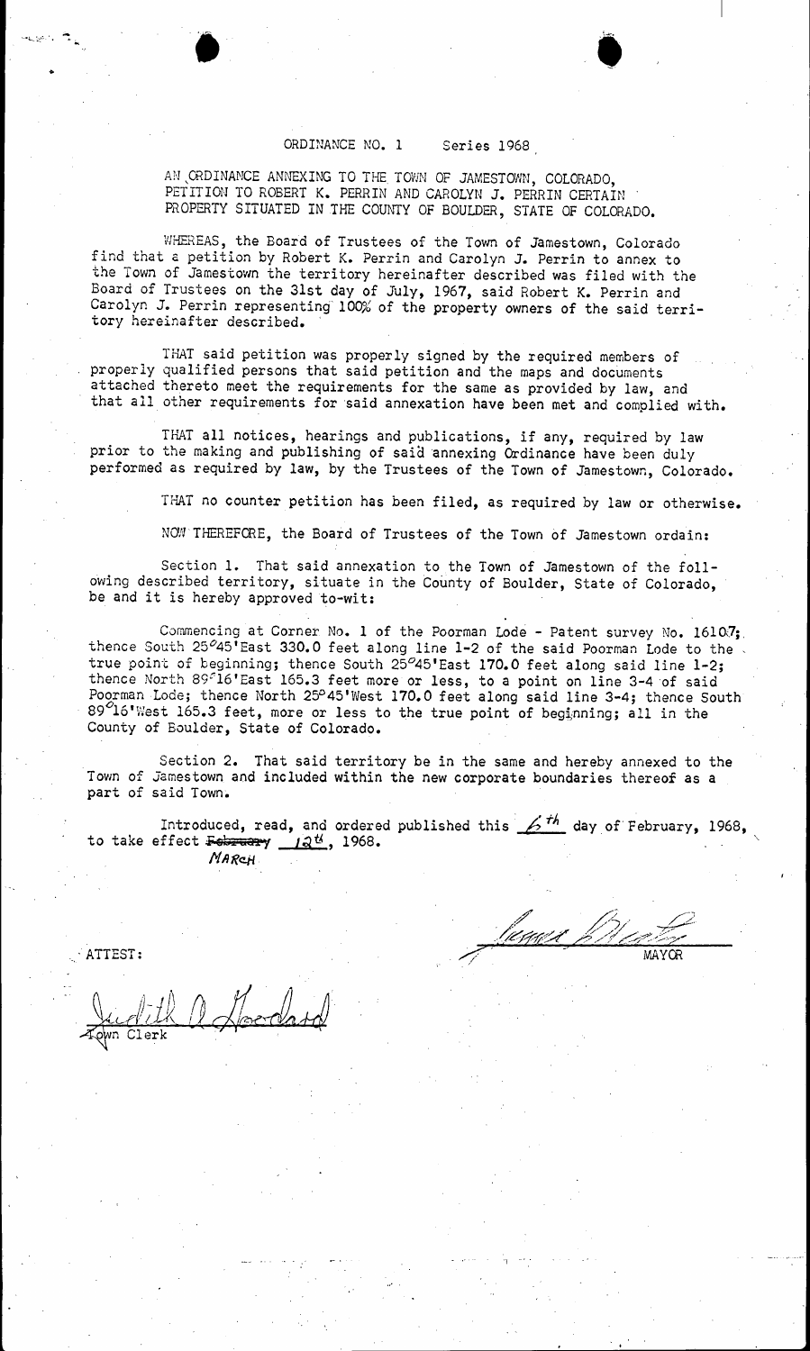ORDINANCE NO. 1 Series 1968

AN ORDINANCE ANNEXING TO THE TOWN OF JAMESTOWN, COLORADO, PETITION TO ROBERT K. PERRIN AND CAROLYN J. PERRIN CERTAIN PROPERTY SITUATED IN THE COUNTY OF BOULDER, STATE OF COLORADO.

WHEREAS, the Board of Trustees of the Town of Jamestown, Colorado find that a petition by Robert K. Perrin and Carolyn J. Perrin to annex to the Town of Jamestown the territory hereinafter described was filed with the Board of Trustees on the 31st day of July, 1967, said Robert K. Perrin and Carolyn J. Perrin representing 100% of the property owners of the said territory hereinafter described.

THAT said petition was properly signed by the required members of properly qualified persons that said petition and the maps and documents attached thereto meet the requirements for the same as provided by law, and that all other requirements for said annexation have been met and complied with.

THAT all notices, hearings and publications, if any, required by law prior to the making and publishing of said annexing Ordinance have been duly performed as required by law, by the Trustees of the Town of Jamestown, Colorado.

THAT no counter petition has been filed, as required by law or otherwise.

NOW THEREFORE, the Board of Trustees of the Town of Jamestown ordain:

Section 1. That said annexation to the Town of Jamestown of the following described territory, situate in the County of Boulder, State of Colorado, be and it is hereby approved to-wit:

Commencing at Corner No. 1 of the Poorman Lode - Patent survey No. 16107; thence South 25°45'East 330.0 feet along line 1-2 of the said Poorman Lode to the true point of beginning; thence South 25°45'East 170.0 feet along said line 1-2; thence North 89°16'East 165.3 feet more or less, to a point on line 3-4 of said Poorman Lode; thence North 25°45'West 170.0 feet along said line 3-4; thence South 89°16'West 165.3 feet, more or less to the true point of beginning; all in the County of Boulder, State of Colorado.

Section 2. That said territory be in the same and hereby annexed to the Town of Jamestown and included within the new corporate boundaries thereof as a part of said Town.

Introduced, read, and ordered published this 6th day of February, 1968, to take effect ~~February~~ MARCH 12th, 1968.

MAYOR

ATTEST:

Town Clerk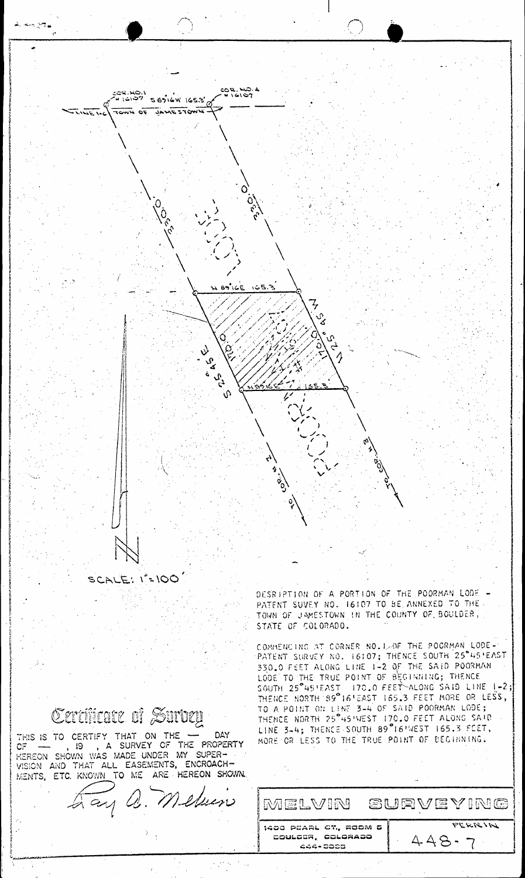COR. NO. 1
M 16107

S 89°16'W 165.3'

COR. NO. 4
M 16107

LINE 1-4 TOWN OF JAMESTOWN

330.0'

330.0'

N 89°16'E 165.3'

S 25°45'E 170.0'

N 25°45'W 170.0'

N 89°16'E 165.3'

TO COR. NO. 2

TO COR. NO. 3

SCALE: 1"=100'

DESCRIPTION OF A PORTION OF THE POORMAN LODE - PATENT SUVEY NO. 16107 TO BE ANNEXED TO THE TOWN OF JAMESTOWN IN THE COUNTY OF BOULDER, STATE OF COLORADO.

COMMENCING AT CORNER NO. 1 OF THE POORMAN LODE-PATENT SURVEY NO. 16107; THENCE SOUTH 25°45'EAST 330.0 FEET ALONG LINE 1-2 OF THE SAID POORMAN LODE TO THE TRUE POINT OF BEGINNING; THENCE SOUTH 25°45'EAST 170.0 FEET ALONG SAID LINE 1-2; THENCE NORTH 89°16'EAST 165.3 FEET MORE OR LESS, TO A POINT ON LINE 3-4 OF SAID POORMAN LODE; THENCE NORTH 25°45'WEST 170.0 FEET ALONG SAID LINE 3-4; THENCE SOUTH 89°16'WEST 165.3 FEET, MORE OR LESS TO THE TRUE POINT OF BEGINNING.

## Certificate of Survey

THIS IS TO CERTIFY THAT ON THE — DAY OF — , 19 , A SURVEY OF THE PROPERTY HEREON SHOWN WAS MADE UNDER MY SUPERVISION AND THAT ALL EASEMENTS, ENCROACHMENTS, ETC. KNOWN TO ME ARE HEREON SHOWN.

Ray A. Melvin

MELVIN SURVEYING

1400 PEARL CT., ROOM 5
BOULDER, COLORADO
444-5000

PERRIN
448-7